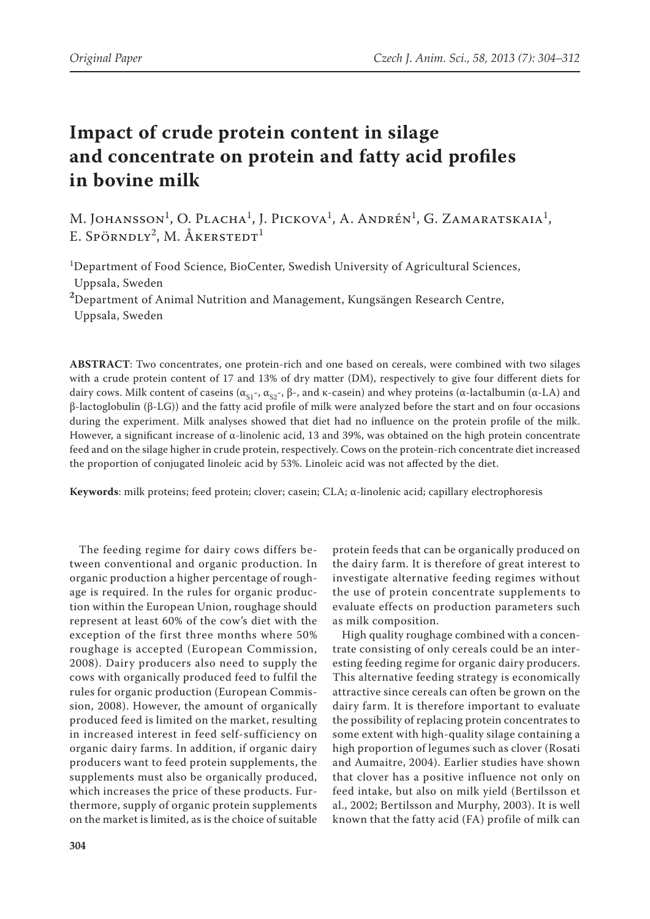Original Paper

# Impact of crude protein content in silage and concentrate on protein and fatty acid profiles in bovine milk

M. Johansson[1], O. Placha[1], J. Pickova[1], A. Andrén[1], G. Zamaratskaia[1], E. Spörndly[2], M. Åkerstedt[1]

[1]Department of Food Science, BioCenter, Swedish University of Agricultural Sciences, Uppsala, Sweden

[2]Department of Animal Nutrition and Management, Kungsängen Research Centre, Uppsala, Sweden

**ABSTRACT**: Two concentrates, one protein-rich and one based on cereals, were combined with two silages with a crude protein content of 17 and 13% of dry matter (DM), respectively to give four different diets for dairy cows. Milk content of caseins ($\alpha_{S1}$-, $\alpha_{S2}$-, β-, and κ-casein) and whey proteins (α-lactalbumin (α-LA) and β-lactoglobulin (β-LG)) and the fatty acid profile of milk were analyzed before the start and on four occasions during the experiment. Milk analyses showed that diet had no influence on the protein profile of the milk. However, a significant increase of α-linolenic acid, 13 and 39%, was obtained on the high protein concentrate feed and on the silage higher in crude protein, respectively. Cows on the protein-rich concentrate diet increased the proportion of conjugated linoleic acid by 53%. Linoleic acid was not affected by the diet.

**Keywords**: milk proteins; feed protein; clover; casein; CLA; α-linolenic acid; capillary electrophoresis

The feeding regime for dairy cows differs between conventional and organic production. In organic production a higher percentage of roughage is required. In the rules for organic production within the European Union, roughage should represent at least 60% of the cow's diet with the exception of the first three months where 50% roughage is accepted (European Commission, 2008). Dairy producers also need to supply the cows with organically produced feed to fulfil the rules for organic production (European Commission, 2008). However, the amount of organically produced feed is limited on the market, resulting in increased interest in feed self-sufficiency on organic dairy farms. In addition, if organic dairy producers want to feed protein supplements, the supplements must also be organically produced, which increases the price of these products. Furthermore, supply of organic protein supplements on the market is limited, as is the choice of suitable protein feeds that can be organically produced on the dairy farm. It is therefore of great interest to investigate alternative feeding regimes without the use of protein concentrate supplements to evaluate effects on production parameters such as milk composition.

High quality roughage combined with a concentrate consisting of only cereals could be an interesting feeding regime for organic dairy producers. This alternative feeding strategy is economically attractive since cereals can often be grown on the dairy farm. It is therefore important to evaluate the possibility of replacing protein concentrates to some extent with high-quality silage containing a high proportion of legumes such as clover (Rosati and Aumaitre, 2004). Earlier studies have shown that clover has a positive influence not only on feed intake, but also on milk yield (Bertilsson et al., 2002; Bertilsson and Murphy, 2003). It is well known that the fatty acid (FA) profile of milk can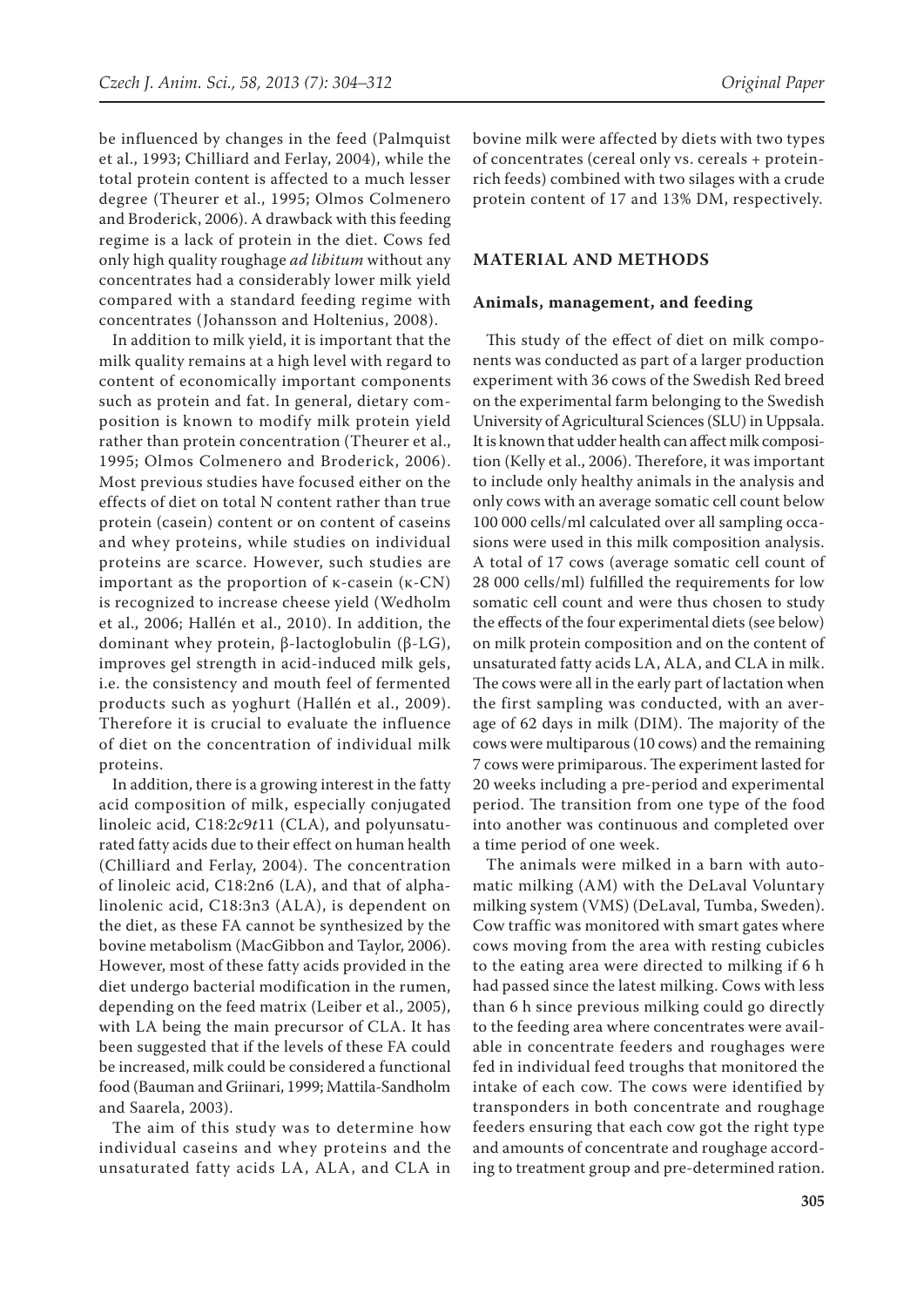be influenced by changes in the feed (Palmquist et al., 1993; Chilliard and Ferlay, 2004), while the total protein content is affected to a much lesser degree (Theurer et al., 1995; Olmos Colmenero and Broderick, 2006). A drawback with this feeding regime is a lack of protein in the diet. Cows fed only high quality roughage *ad libitum* without any concentrates had a considerably lower milk yield compared with a standard feeding regime with concentrates (Johansson and Holtenius, 2008).

In addition to milk yield, it is important that the milk quality remains at a high level with regard to content of economically important components such as protein and fat. In general, dietary composition is known to modify milk protein yield rather than protein concentration (Theurer et al., 1995; Olmos Colmenero and Broderick, 2006). Most previous studies have focused either on the effects of diet on total N content rather than true protein (casein) content or on content of caseins and whey proteins, while studies on individual proteins are scarce. However, such studies are important as the proportion of κ-casein (κ-CN) is recognized to increase cheese yield (Wedholm et al., 2006; Hallén et al., 2010). In addition, the dominant whey protein, β-lactoglobulin (β-LG), improves gel strength in acid-induced milk gels, i.e. the consistency and mouth feel of fermented products such as yoghurt (Hallén et al., 2009). Therefore it is crucial to evaluate the influence of diet on the concentration of individual milk proteins.

In addition, there is a growing interest in the fatty acid composition of milk, especially conjugated linoleic acid, C18:2*c*9*t*11 (CLA), and polyunsaturated fatty acids due to their effect on human health (Chilliard and Ferlay, 2004). The concentration of linoleic acid, C18:2n6 (LA), and that of alpha-linolenic acid, C18:3n3 (ALA), is dependent on the diet, as these FA cannot be synthesized by the bovine metabolism (MacGibbon and Taylor, 2006). However, most of these fatty acids provided in the diet undergo bacterial modification in the rumen, depending on the feed matrix (Leiber et al., 2005), with LA being the main precursor of CLA. It has been suggested that if the levels of these FA could be increased, milk could be considered a functional food (Bauman and Griinari, 1999; Mattila-Sandholm and Saarela, 2003).

The aim of this study was to determine how individual caseins and whey proteins and the unsaturated fatty acids LA, ALA, and CLA in bovine milk were affected by diets with two types of concentrates (cereal only vs. cereals + protein-rich feeds) combined with two silages with a crude protein content of 17 and 13% DM, respectively.

## MATERIAL AND METHODS

### Animals, management, and feeding

This study of the effect of diet on milk components was conducted as part of a larger production experiment with 36 cows of the Swedish Red breed on the experimental farm belonging to the Swedish University of Agricultural Sciences (SLU) in Uppsala. It is known that udder health can affect milk composition (Kelly et al., 2006). Therefore, it was important to include only healthy animals in the analysis and only cows with an average somatic cell count below 100 000 cells/ml calculated over all sampling occasions were used in this milk composition analysis. A total of 17 cows (average somatic cell count of 28 000 cells/ml) fulfilled the requirements for low somatic cell count and were thus chosen to study the effects of the four experimental diets (see below) on milk protein composition and on the content of unsaturated fatty acids LA, ALA, and CLA in milk. The cows were all in the early part of lactation when the first sampling was conducted, with an average of 62 days in milk (DIM). The majority of the cows were multiparous (10 cows) and the remaining 7 cows were primiparous. The experiment lasted for 20 weeks including a pre-period and experimental period. The transition from one type of the food into another was continuous and completed over a time period of one week.

The animals were milked in a barn with automatic milking (AM) with the DeLaval Voluntary milking system (VMS) (DeLaval, Tumba, Sweden). Cow traffic was monitored with smart gates where cows moving from the area with resting cubicles to the eating area were directed to milking if 6 h had passed since the latest milking. Cows with less than 6 h since previous milking could go directly to the feeding area where concentrates were available in concentrate feeders and roughages were fed in individual feed troughs that monitored the intake of each cow. The cows were identified by transponders in both concentrate and roughage feeders ensuring that each cow got the right type and amounts of concentrate and roughage according to treatment group and pre-determined ration.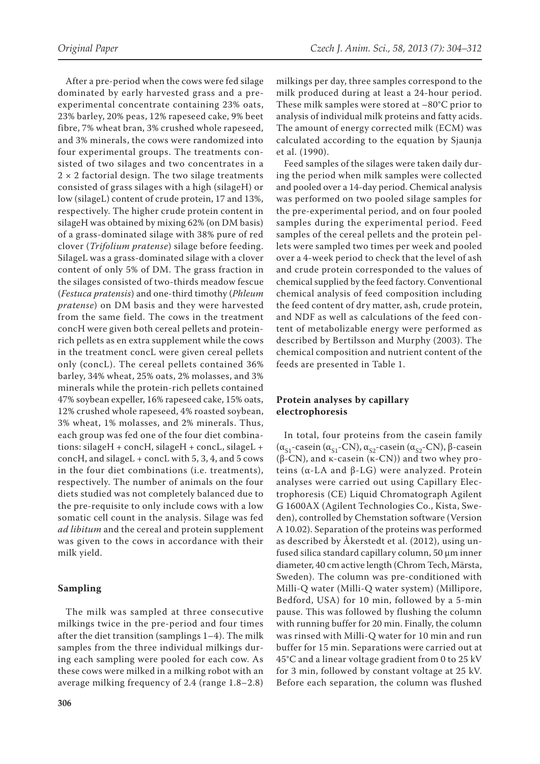After a pre-period when the cows were fed silage dominated by early harvested grass and a pre-experimental concentrate containing 23% oats, 23% barley, 20% peas, 12% rapeseed cake, 9% beet fibre, 7% wheat bran, 3% crushed whole rapeseed, and 3% minerals, the cows were randomized into four experimental groups. The treatments consisted of two silages and two concentrates in a $2 \times 2$ factorial design. The two silage treatments consisted of grass silages with a high (silageH) or low (silageL) content of crude protein, 17 and 13%, respectively. The higher crude protein content in silageH was obtained by mixing 62% (on DM basis) of a grass-dominated silage with 38% pure of red clover (*Trifolium pratense*) silage before feeding. SilageL was a grass-dominated silage with a clover content of only 5% of DM. The grass fraction in the silages consisted of two-thirds meadow fescue (*Festuca pratensis*) and one-third timothy (*Phleum pratense*) on DM basis and they were harvested from the same field. The cows in the treatment concH were given both cereal pellets and protein-rich pellets as en extra supplement while the cows in the treatment concL were given cereal pellets only (concL). The cereal pellets contained 36% barley, 34% wheat, 25% oats, 2% molasses, and 3% minerals while the protein-rich pellets contained 47% soybean expeller, 16% rapeseed cake, 15% oats, 12% crushed whole rapeseed, 4% roasted soybean, 3% wheat, 1% molasses, and 2% minerals. Thus, each group was fed one of the four diet combinations: silageH + concH, silageH + concL, silageL + concH, and silageL + concL with 5, 3, 4, and 5 cows in the four diet combinations (i.e. treatments), respectively. The number of animals on the four diets studied was not completely balanced due to the pre-requisite to only include cows with a low somatic cell count in the analysis. Silage was fed *ad libitum* and the cereal and protein supplement was given to the cows in accordance with their milk yield.

## Sampling

The milk was sampled at three consecutive milkings twice in the pre-period and four times after the diet transition (samplings 1–4). The milk samples from the three individual milkings during each sampling were pooled for each cow. As these cows were milked in a milking robot with an average milking frequency of 2.4 (range 1.8–2.8) milkings per day, three samples correspond to the milk produced during at least a 24-hour period. These milk samples were stored at –80°C prior to analysis of individual milk proteins and fatty acids. The amount of energy corrected milk (ECM) was calculated according to the equation by Sjaunja et al. (1990).

Feed samples of the silages were taken daily during the period when milk samples were collected and pooled over a 14-day period. Chemical analysis was performed on two pooled silage samples for the pre-experimental period, and on four pooled samples during the experimental period. Feed samples of the cereal pellets and the protein pellets were sampled two times per week and pooled over a 4-week period to check that the level of ash and crude protein corresponded to the values of chemical supplied by the feed factory. Conventional chemical analysis of feed composition including the feed content of dry matter, ash, crude protein, and NDF as well as calculations of the feed content of metabolizable energy were performed as described by Bertilsson and Murphy (2003). The chemical composition and nutrient content of the feeds are presented in Table 1.

## Protein analyses by capillary electrophoresis

In total, four proteins from the casein family ($\alpha_{S1}$-casein ($\alpha_{S1}$-CN), $\alpha_{S2}$-casein ($\alpha_{S2}$-CN), β-casein (β-CN), and κ-casein (κ-CN)) and two whey proteins (α-LA and β-LG) were analyzed. Protein analyses were carried out using Capillary Electrophoresis (CE) Liquid Chromatograph Agilent G 1600AX (Agilent Technologies Co., Kista, Sweden), controlled by Chemstation software (Version A 10.02). Separation of the proteins was performed as described by Åkerstedt et al. (2012), using unfused silica standard capillary column, 50 μm inner diameter, 40 cm active length (Chrom Tech, Märsta, Sweden). The column was pre-conditioned with Milli-Q water (Milli-Q water system) (Millipore, Bedford, USA) for 10 min, followed by a 5-min pause. This was followed by flushing the column with running buffer for 20 min. Finally, the column was rinsed with Milli-Q water for 10 min and run buffer for 15 min. Separations were carried out at 45°C and a linear voltage gradient from 0 to 25 kV for 3 min, followed by constant voltage at 25 kV. Before each separation, the column was flushed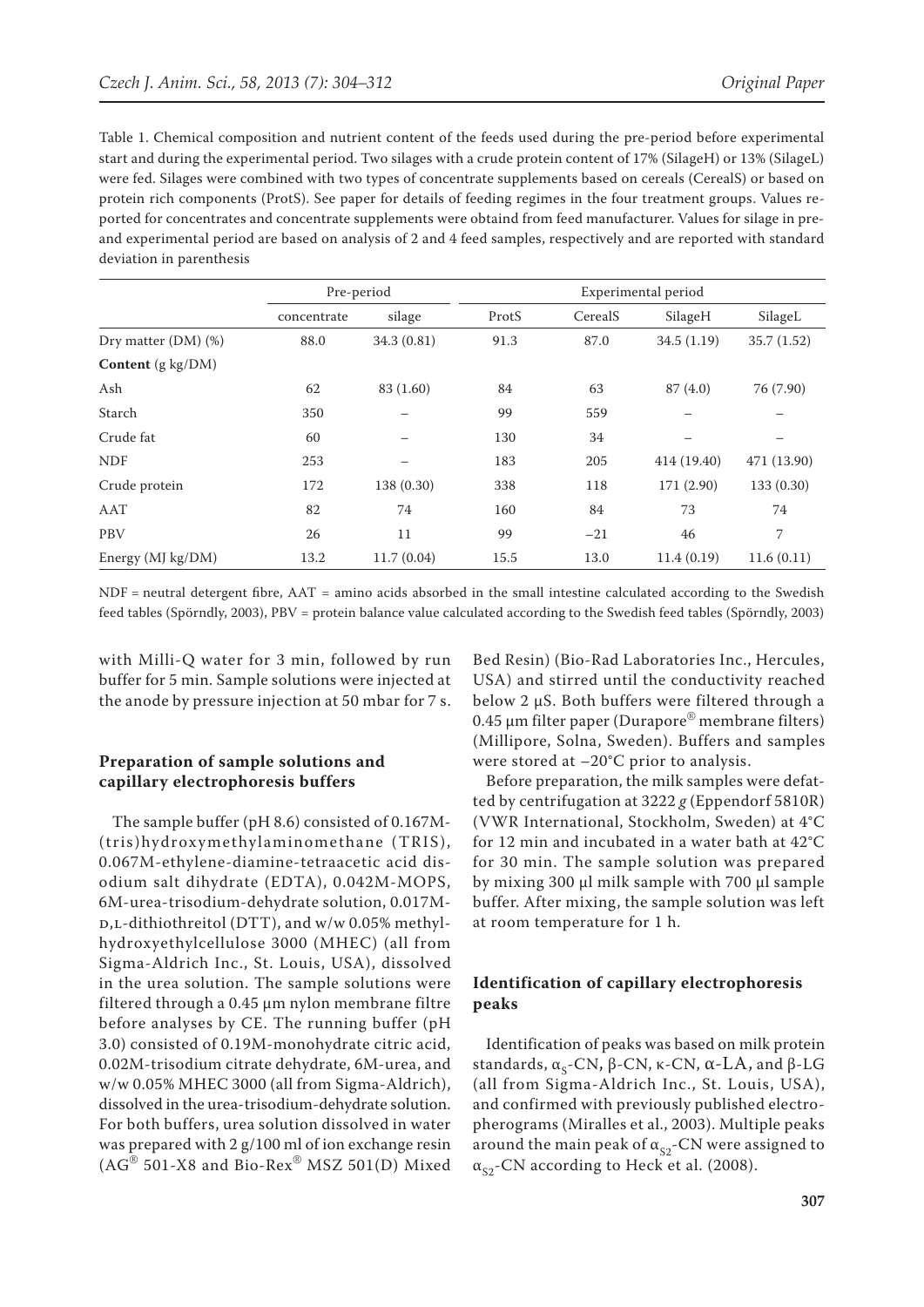Table 1. Chemical composition and nutrient content of the feeds used during the pre-period before experimental start and during the experimental period. Two silages with a crude protein content of 17% (SilageH) or 13% (SilageL) were fed. Silages were combined with two types of concentrate supplements based on cereals (CerealS) or based on protein rich components (ProtS). See paper for details of feeding regimes in the four treatment groups. Values reported for concentrates and concentrate supplements were obtaind from feed manufacturer. Values for silage in pre- and experimental period are based on analysis of 2 and 4 feed samples, respectively and are reported with standard deviation in parenthesis

| | Pre-period | | Experimental period | | | |
|---|---|---|---|---|---|---|
| | concentrate | silage | ProtS | CerealS | SilageH | SilageL |
| Dry matter (DM) (%) | 88.0 | 34.3 (0.81) | 91.3 | 87.0 | 34.5 (1.19) | 35.7 (1.52) |
| **Content** (g kg/DM) | | | | | | |
| Ash | 62 | 83 (1.60) | 84 | 63 | 87 (4.0) | 76 (7.90) |
| Starch | 350 | – | 99 | 559 | – | – |
| Crude fat | 60 | – | 130 | 34 | – | – |
| NDF | 253 | – | 183 | 205 | 414 (19.40) | 471 (13.90) |
| Crude protein | 172 | 138 (0.30) | 338 | 118 | 171 (2.90) | 133 (0.30) |
| AAT | 82 | 74 | 160 | 84 | 73 | 74 |
| PBV | 26 | 11 | 99 | −21 | 46 | 7 |
| Energy (MJ kg/DM) | 13.2 | 11.7 (0.04) | 15.5 | 13.0 | 11.4 (0.19) | 11.6 (0.11) |

NDF = neutral detergent fibre, AAT = amino acids absorbed in the small intestine calculated according to the Swedish feed tables (Spörndly, 2003), PBV = protein balance value calculated according to the Swedish feed tables (Spörndly, 2003)

with Milli-Q water for 3 min, followed by run buffer for 5 min. Sample solutions were injected at the anode by pressure injection at 50 mbar for 7 s.

### Preparation of sample solutions and capillary electrophoresis buffers

The sample buffer (pH 8.6) consisted of 0.167M-(tris)hydroxymethylaminomethane (TRIS), 0.067M-ethylene-diamine-tetraacetic acid disodium salt dihydrate (EDTA), 0.042M-MOPS, 6M-urea-trisodium-dehydrate solution, 0.017M-D,L-dithiothreitol (DTT), and w/w 0.05% methylhydroxyethylcellulose 3000 (MHEC) (all from Sigma-Aldrich Inc., St. Louis, USA), dissolved in the urea solution. The sample solutions were filtered through a 0.45 µm nylon membrane filtre before analyses by CE. The running buffer (pH 3.0) consisted of 0.19M-monohydrate citric acid, 0.02M-trisodium citrate dehydrate, 6M-urea, and w/w 0.05% MHEC 3000 (all from Sigma-Aldrich), dissolved in the urea-trisodium-dehydrate solution. For both buffers, urea solution dissolved in water was prepared with 2 g/100 ml of ion exchange resin (AG® 501-X8 and Bio-Rex® MSZ 501(D) Mixed Bed Resin) (Bio-Rad Laboratories Inc., Hercules, USA) and stirred until the conductivity reached below 2 µS. Both buffers were filtered through a 0.45 µm filter paper (Durapore® membrane filters) (Millipore, Solna, Sweden). Buffers and samples were stored at −20°C prior to analysis.

Before preparation, the milk samples were defatted by centrifugation at 3222 *g* (Eppendorf 5810R) (VWR International, Stockholm, Sweden) at 4°C for 12 min and incubated in a water bath at 42°C for 30 min. The sample solution was prepared by mixing 300 µl milk sample with 700 µl sample buffer. After mixing, the sample solution was left at room temperature for 1 h.

### Identification of capillary electrophoresis peaks

Identification of peaks was based on milk protein standards, $\alpha_S$-CN, β-CN, κ-CN, α-LA, and β-LG (all from Sigma-Aldrich Inc., St. Louis, USA), and confirmed with previously published electropherograms (Miralles et al., 2003). Multiple peaks around the main peak of $\alpha_{S2}$-CN were assigned to $\alpha_{S2}$-CN according to Heck et al. (2008).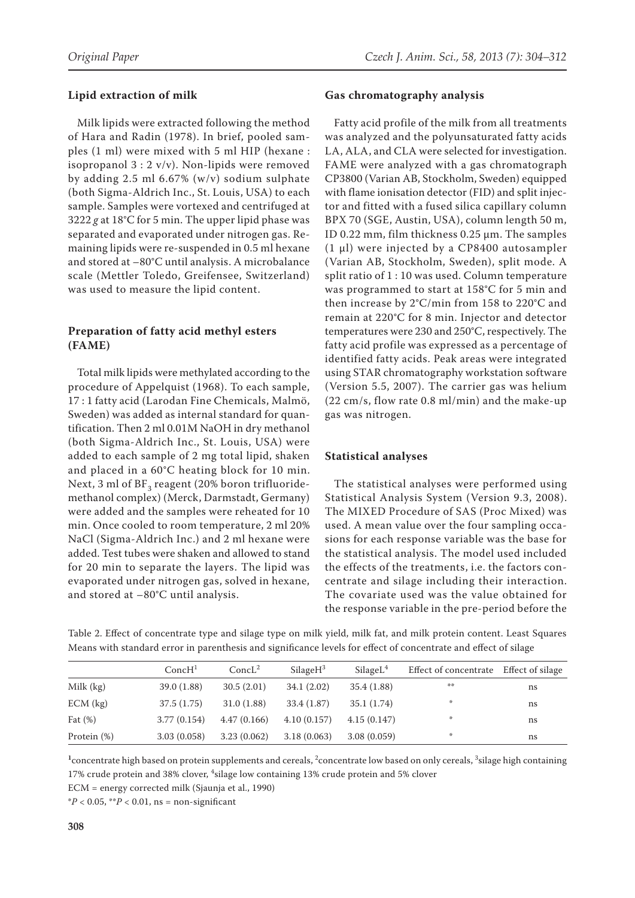## Lipid extraction of milk

Milk lipids were extracted following the method of Hara and Radin (1978). In brief, pooled samples (1 ml) were mixed with 5 ml HIP (hexane : isopropanol 3 : 2 v/v). Non-lipids were removed by adding 2.5 ml 6.67% (w/v) sodium sulphate (both Sigma-Aldrich Inc., St. Louis, USA) to each sample. Samples were vortexed and centrifuged at 3222 *g* at 18°C for 5 min. The upper lipid phase was separated and evaporated under nitrogen gas. Remaining lipids were re-suspended in 0.5 ml hexane and stored at –80°C until analysis. A microbalance scale (Mettler Toledo, Greifensee, Switzerland) was used to measure the lipid content.

## Preparation of fatty acid methyl esters (FAME)

Total milk lipids were methylated according to the procedure of Appelquist (1968). To each sample, 17 : 1 fatty acid (Larodan Fine Chemicals, Malmö, Sweden) was added as internal standard for quantification. Then 2 ml 0.01M NaOH in dry methanol (both Sigma-Aldrich Inc., St. Louis, USA) were added to each sample of 2 mg total lipid, shaken and placed in a 60°C heating block for 10 min. Next, 3 ml of $BF_3$ reagent (20% boron trifluoride-methanol complex) (Merck, Darmstadt, Germany) were added and the samples were reheated for 10 min. Once cooled to room temperature, 2 ml 20% NaCl (Sigma-Aldrich Inc.) and 2 ml hexane were added. Test tubes were shaken and allowed to stand for 20 min to separate the layers. The lipid was evaporated under nitrogen gas, solved in hexane, and stored at –80°C until analysis.

## Gas chromatography analysis

Fatty acid profile of the milk from all treatments was analyzed and the polyunsaturated fatty acids LA, ALA, and CLA were selected for investigation. FAME were analyzed with a gas chromatograph CP3800 (Varian AB, Stockholm, Sweden) equipped with flame ionisation detector (FID) and split injector and fitted with a fused silica capillary column BPX 70 (SGE, Austin, USA), column length 50 m, ID 0.22 mm, film thickness 0.25 µm. The samples (1 µl) were injected by a CP8400 autosampler (Varian AB, Stockholm, Sweden), split mode. A split ratio of 1 : 10 was used. Column temperature was programmed to start at 158°C for 5 min and then increase by 2°C/min from 158 to 220°C and remain at 220°C for 8 min. Injector and detector temperatures were 230 and 250°C, respectively. The fatty acid profile was expressed as a percentage of identified fatty acids. Peak areas were integrated using STAR chromatography workstation software (Version 5.5, 2007). The carrier gas was helium (22 cm/s, flow rate 0.8 ml/min) and the make-up gas was nitrogen.

## Statistical analyses

The statistical analyses were performed using Statistical Analysis System (Version 9.3, 2008). The MIXED Procedure of SAS (Proc Mixed) was used. A mean value over the four sampling occasions for each response variable was the base for the statistical analysis. The model used included the effects of the treatments, i.e. the factors concentrate and silage including their interaction. The covariate used was the value obtained for the response variable in the pre-period before the

Table 2. Effect of concentrate type and silage type on milk yield, milk fat, and milk protein content. Least Squares Means with standard error in parenthesis and significance levels for effect of concentrate and effect of silage

| | ConcH[1] | ConcL[2] | SilageH[3] | SilageL[4] | Effect of concentrate | Effect of silage |
|---|---|---|---|---|---|---|
| Milk (kg) | 39.0 (1.88) | 30.5 (2.01) | 34.1 (2.02) | 35.4 (1.88) | ** | ns |
| ECM (kg) | 37.5 (1.75) | 31.0 (1.88) | 33.4 (1.87) | 35.1 (1.74) | * | ns |
| Fat (%) | 3.77 (0.154) | 4.47 (0.166) | 4.10 (0.157) | 4.15 (0.147) | * | ns |
| Protein (%) | 3.03 (0.058) | 3.23 (0.062) | 3.18 (0.063) | 3.08 (0.059) | * | ns |

[1]concentrate high based on protein supplements and cereals, [2]concentrate low based on only cereals, [3]silage high containing 17% crude protein and 38% clover, [4]silage low containing 13% crude protein and 5% clover

ECM = energy corrected milk (Sjaunja et al., 1990)

*$P < 0.05$, **$P < 0.01$, ns = non-significant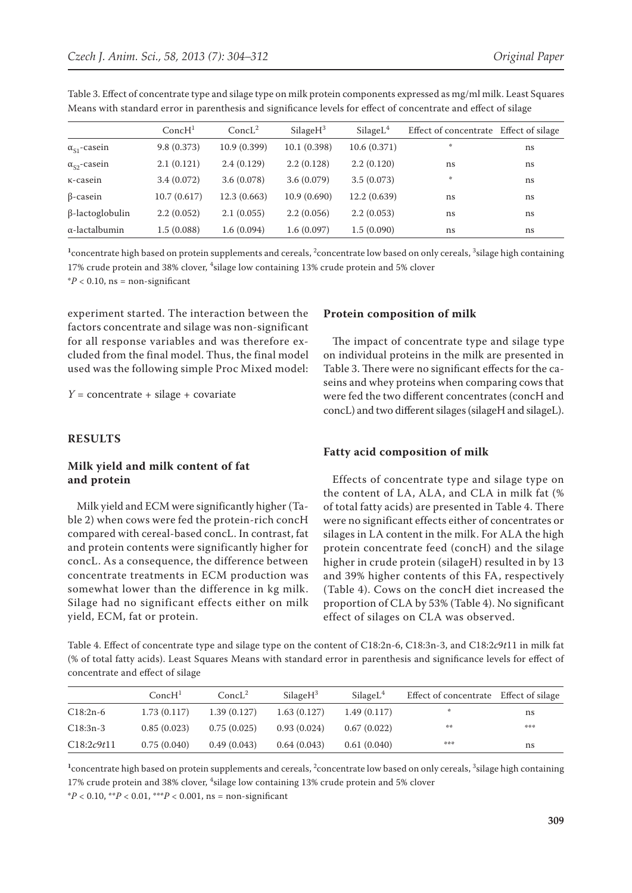Table 3. Effect of concentrate type and silage type on milk protein components expressed as mg/ml milk. Least Squares Means with standard error in parenthesis and significance levels for effect of concentrate and effect of silage

| | ConcH[1] | ConcL[2] | SilageH[3] | SilageL[4] | Effect of concentrate | Effect of silage |
|---|---|---|---|---|---|---|
| $\alpha_{S1}$-casein | 9.8 (0.373) | 10.9 (0.399) | 10.1 (0.398) | 10.6 (0.371) | * | ns |
| $\alpha_{S2}$-casein | 2.1 (0.121) | 2.4 (0.129) | 2.2 (0.128) | 2.2 (0.120) | ns | ns |
| κ-casein | 3.4 (0.072) | 3.6 (0.078) | 3.6 (0.079) | 3.5 (0.073) | * | ns |
| β-casein | 10.7 (0.617) | 12.3 (0.663) | 10.9 (0.690) | 12.2 (0.639) | ns | ns |
| β-lactoglobulin | 2.2 (0.052) | 2.1 (0.055) | 2.2 (0.056) | 2.2 (0.053) | ns | ns |
| α-lactalbumin | 1.5 (0.088) | 1.6 (0.094) | 1.6 (0.097) | 1.5 (0.090) | ns | ns |

[1]concentrate high based on protein supplements and cereals, [2]concentrate low based on only cereals, [3]silage high containing 17% crude protein and 38% clover, [4]silage low containing 13% crude protein and 5% clover

*$P < 0.10$, ns = non-significant

experiment started. The interaction between the factors concentrate and silage was non-significant for all response variables and was therefore excluded from the final model. Thus, the final model used was the following simple Proc Mixed model:

$$Y = \text{concentrate} + \text{silage} + \text{covariate}$$

## RESULTS

### Milk yield and milk content of fat and protein

Milk yield and ECM were significantly higher (Table 2) when cows were fed the protein-rich concH compared with cereal-based concL. In contrast, fat and protein contents were significantly higher for concL. As a consequence, the difference between concentrate treatments in ECM production was somewhat lower than the difference in kg milk. Silage had no significant effects either on milk yield, ECM, fat or protein.

### Protein composition of milk

The impact of concentrate type and silage type on individual proteins in the milk are presented in Table 3. There were no significant effects for the caseins and whey proteins when comparing cows that were fed the two different concentrates (concH and concL) and two different silages (silageH and silageL).

### Fatty acid composition of milk

Effects of concentrate type and silage type on the content of LA, ALA, and CLA in milk fat (% of total fatty acids) are presented in Table 4. There were no significant effects either of concentrates or silages in LA content in the milk. For ALA the high protein concentrate feed (concH) and the silage higher in crude protein (silageH) resulted in by 13 and 39% higher contents of this FA, respectively (Table 4). Cows on the concH diet increased the proportion of CLA by 53% (Table 4). No significant effect of silages on CLA was observed.

Table 4. Effect of concentrate type and silage type on the content of C18:2n-6, C18:3n-3, and C18:2*c*9*t*11 in milk fat (% of total fatty acids). Least Squares Means with standard error in parenthesis and significance levels for effect of concentrate and effect of silage

| | ConcH[1] | ConcL[2] | SilageH[3] | SilageL[4] | Effect of concentrate | Effect of silage |
|---|---|---|---|---|---|---|
| C18:2n-6 | 1.73 (0.117) | 1.39 (0.127) | 1.63 (0.127) | 1.49 (0.117) | * | ns |
| C18:3n-3 | 0.85 (0.023) | 0.75 (0.025) | 0.93 (0.024) | 0.67 (0.022) | ** | *** |
| C18:2*c*9*t*11 | 0.75 (0.040) | 0.49 (0.043) | 0.64 (0.043) | 0.61 (0.040) | *** | ns |

[1]concentrate high based on protein supplements and cereals, [2]concentrate low based on only cereals, [3]silage high containing 17% crude protein and 38% clover, [4]silage low containing 13% crude protein and 5% clover

*$P < 0.10$, **$P < 0.01$, ***$P < 0.001$, ns = non-significant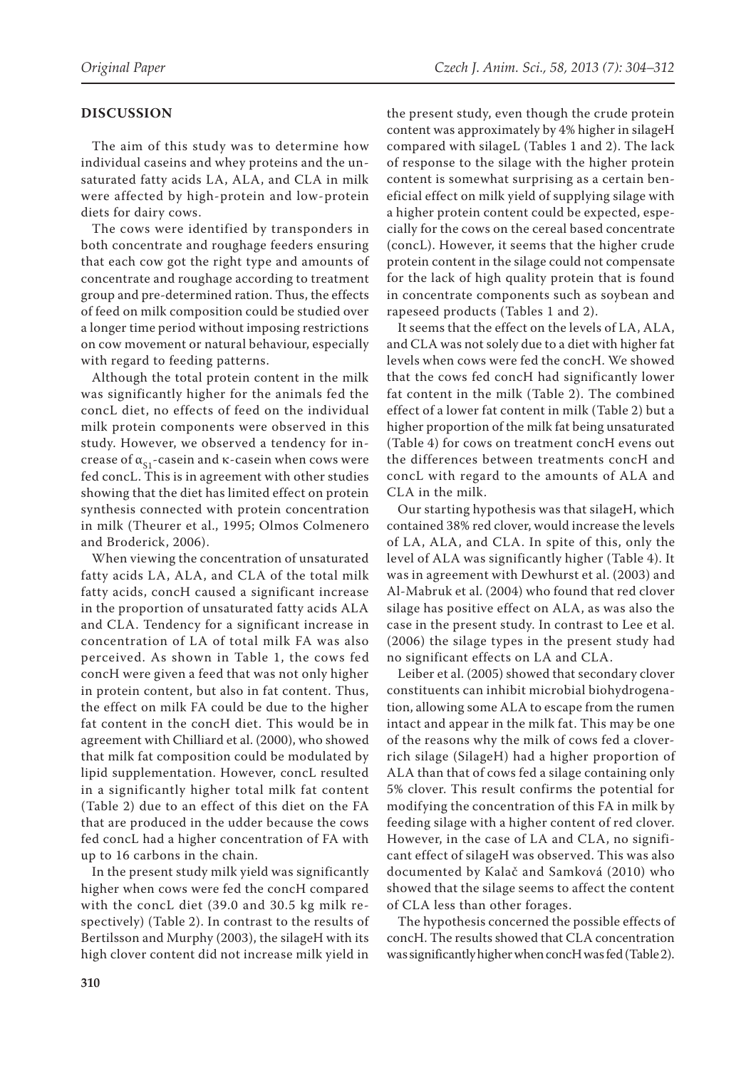## DISCUSSION

The aim of this study was to determine how individual caseins and whey proteins and the unsaturated fatty acids LA, ALA, and CLA in milk were affected by high-protein and low-protein diets for dairy cows.

The cows were identified by transponders in both concentrate and roughage feeders ensuring that each cow got the right type and amounts of concentrate and roughage according to treatment group and pre-determined ration. Thus, the effects of feed on milk composition could be studied over a longer time period without imposing restrictions on cow movement or natural behaviour, especially with regard to feeding patterns.

Although the total protein content in the milk was significantly higher for the animals fed the concL diet, no effects of feed on the individual milk protein components were observed in this study. However, we observed a tendency for increase of $\alpha_{S1}$-casein and κ-casein when cows were fed concL. This is in agreement with other studies showing that the diet has limited effect on protein synthesis connected with protein concentration in milk (Theurer et al., 1995; Olmos Colmenero and Broderick, 2006).

When viewing the concentration of unsaturated fatty acids LA, ALA, and CLA of the total milk fatty acids, concH caused a significant increase in the proportion of unsaturated fatty acids ALA and CLA. Tendency for a significant increase in concentration of LA of total milk FA was also perceived. As shown in Table 1, the cows fed concH were given a feed that was not only higher in protein content, but also in fat content. Thus, the effect on milk FA could be due to the higher fat content in the concH diet. This would be in agreement with Chilliard et al. (2000), who showed that milk fat composition could be modulated by lipid supplementation. However, concL resulted in a significantly higher total milk fat content (Table 2) due to an effect of this diet on the FA that are produced in the udder because the cows fed concL had a higher concentration of FA with up to 16 carbons in the chain.

In the present study milk yield was significantly higher when cows were fed the concH compared with the concL diet (39.0 and 30.5 kg milk respectively) (Table 2). In contrast to the results of Bertilsson and Murphy (2003), the silageH with its high clover content did not increase milk yield in the present study, even though the crude protein content was approximately by 4% higher in silageH compared with silageL (Tables 1 and 2). The lack of response to the silage with the higher protein content is somewhat surprising as a certain beneficial effect on milk yield of supplying silage with a higher protein content could be expected, especially for the cows on the cereal based concentrate (concL). However, it seems that the higher crude protein content in the silage could not compensate for the lack of high quality protein that is found in concentrate components such as soybean and rapeseed products (Tables 1 and 2).

It seems that the effect on the levels of LA, ALA, and CLA was not solely due to a diet with higher fat levels when cows were fed the concH. We showed that the cows fed concH had significantly lower fat content in the milk (Table 2). The combined effect of a lower fat content in milk (Table 2) but a higher proportion of the milk fat being unsaturated (Table 4) for cows on treatment concH evens out the differences between treatments concH and concL with regard to the amounts of ALA and CLA in the milk.

Our starting hypothesis was that silageH, which contained 38% red clover, would increase the levels of LA, ALA, and CLA. In spite of this, only the level of ALA was significantly higher (Table 4). It was in agreement with Dewhurst et al. (2003) and Al-Mabruk et al. (2004) who found that red clover silage has positive effect on ALA, as was also the case in the present study. In contrast to Lee et al. (2006) the silage types in the present study had no significant effects on LA and CLA.

Leiber et al. (2005) showed that secondary clover constituents can inhibit microbial biohydrogenation, allowing some ALA to escape from the rumen intact and appear in the milk fat. This may be one of the reasons why the milk of cows fed a clover-rich silage (SilageH) had a higher proportion of ALA than that of cows fed a silage containing only 5% clover. This result confirms the potential for modifying the concentration of this FA in milk by feeding silage with a higher content of red clover. However, in the case of LA and CLA, no significant effect of silageH was observed. This was also documented by Kalač and Samková (2010) who showed that the silage seems to affect the content of CLA less than other forages.

The hypothesis concerned the possible effects of concH. The results showed that CLA concentration was significantly higher when concH was fed (Table 2).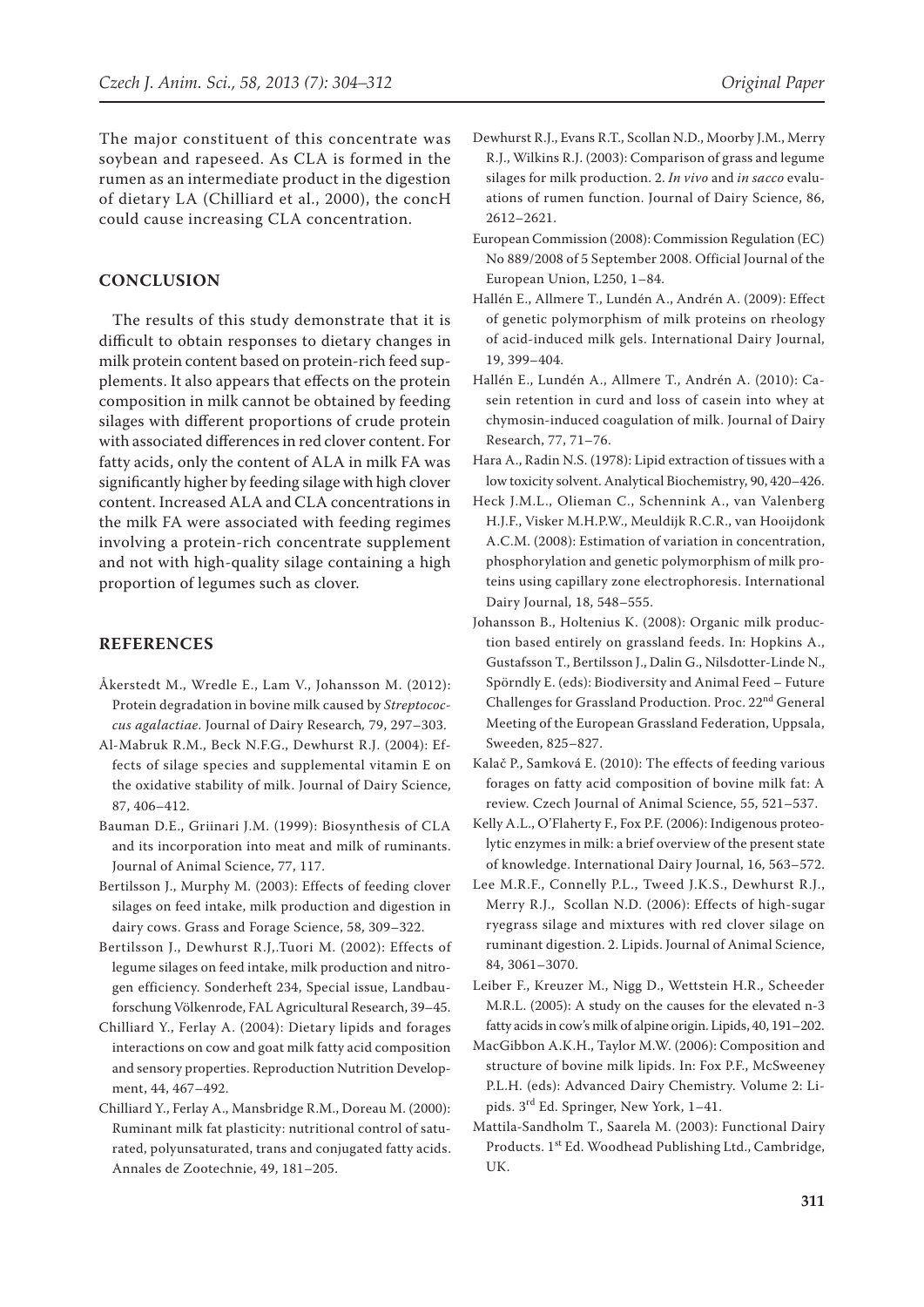The major constituent of this concentrate was soybean and rapeseed. As CLA is formed in the rumen as an intermediate product in the digestion of dietary LA (Chilliard et al., 2000), the concH could cause increasing CLA concentration.

## CONCLUSION

The results of this study demonstrate that it is difficult to obtain responses to dietary changes in milk protein content based on protein-rich feed supplements. It also appears that effects on the protein composition in milk cannot be obtained by feeding silages with different proportions of crude protein with associated differences in red clover content. For fatty acids, only the content of ALA in milk FA was significantly higher by feeding silage with high clover content. Increased ALA and CLA concentrations in the milk FA were associated with feeding regimes involving a protein-rich concentrate supplement and not with high-quality silage containing a high proportion of legumes such as clover.

## REFERENCES

Åkerstedt M., Wredle E., Lam V., Johansson M. (2012): Protein degradation in bovine milk caused by *Streptococcus agalactiae*. Journal of Dairy Research, 79, 297–303.

Al-Mabruk R.M., Beck N.F.G., Dewhurst R.J. (2004): Effects of silage species and supplemental vitamin E on the oxidative stability of milk. Journal of Dairy Science, 87, 406–412.

Bauman D.E., Griinari J.M. (1999): Biosynthesis of CLA and its incorporation into meat and milk of ruminants. Journal of Animal Science, 77, 117.

Bertilsson J., Murphy M. (2003): Effects of feeding clover silages on feed intake, milk production and digestion in dairy cows. Grass and Forage Science, 58, 309–322.

Bertilsson J., Dewhurst R.J,.Tuori M. (2002): Effects of legume silages on feed intake, milk production and nitrogen efficiency. Sonderheft 234, Special issue, Landbauforschung Völkenrode, FAL Agricultural Research, 39–45.

Chilliard Y., Ferlay A. (2004): Dietary lipids and forages interactions on cow and goat milk fatty acid composition and sensory properties. Reproduction Nutrition Development, 44, 467–492.

Chilliard Y., Ferlay A., Mansbridge R.M., Doreau M. (2000): Ruminant milk fat plasticity: nutritional control of saturated, polyunsaturated, trans and conjugated fatty acids. Annales de Zootechnie, 49, 181–205.

Dewhurst R.J., Evans R.T., Scollan N.D., Moorby J.M., Merry R.J., Wilkins R.J. (2003): Comparison of grass and legume silages for milk production. 2. *In vivo* and *in sacco* evaluations of rumen function. Journal of Dairy Science, 86, 2612–2621.

European Commission (2008): Commission Regulation (EC) No 889/2008 of 5 September 2008. Official Journal of the European Union, L250, 1–84.

Hallén E., Allmere T., Lundén A., Andrén A. (2009): Effect of genetic polymorphism of milk proteins on rheology of acid-induced milk gels. International Dairy Journal, 19, 399–404.

Hallén E., Lundén A., Allmere T., Andrén A. (2010): Casein retention in curd and loss of casein into whey at chymosin-induced coagulation of milk. Journal of Dairy Research, 77, 71–76.

Hara A., Radin N.S. (1978): Lipid extraction of tissues with a low toxicity solvent. Analytical Biochemistry, 90, 420–426.

Heck J.M.L., Olieman C., Schennink A., van Valenberg H.J.F., Visker M.H.P.W., Meuldijk R.C.R., van Hooijdonk A.C.M. (2008): Estimation of variation in concentration, phosphorylation and genetic polymorphism of milk proteins using capillary zone electrophoresis. International Dairy Journal, 18, 548–555.

Johansson B., Holtenius K. (2008): Organic milk production based entirely on grassland feeds. In: Hopkins A., Gustafsson T., Bertilsson J., Dalin G., Nilsdotter-Linde N., Spörndly E. (eds): Biodiversity and Animal Feed – Future Challenges for Grassland Production. Proc. 22nd General Meeting of the European Grassland Federation, Uppsala, Sweden, 825–827.

Kalač P., Samková E. (2010): The effects of feeding various forages on fatty acid composition of bovine milk fat: A review. Czech Journal of Animal Science, 55, 521–537.

Kelly A.L., O'Flaherty F., Fox P.F. (2006): Indigenous proteolytic enzymes in milk: a brief overview of the present state of knowledge. International Dairy Journal, 16, 563–572.

Lee M.R.F., Connelly P.L., Tweed J.K.S., Dewhurst R.J., Merry R.J., Scollan N.D. (2006): Effects of high-sugar ryegrass silage and mixtures with red clover silage on ruminant digestion. 2. Lipids. Journal of Animal Science, 84, 3061–3070.

Leiber F., Kreuzer M., Nigg D., Wettstein H.R., Scheeder M.R.L. (2005): A study on the causes for the elevated n-3 fatty acids in cow's milk of alpine origin. Lipids, 40, 191–202.

MacGibbon A.K.H., Taylor M.W. (2006): Composition and structure of bovine milk lipids. In: Fox P.F., McSweeney P.L.H. (eds): Advanced Dairy Chemistry. Volume 2: Lipids. 3rd Ed. Springer, New York, 1–41.

Mattila-Sandholm T., Saarela M. (2003): Functional Dairy Products. 1st Ed. Woodhead Publishing Ltd., Cambridge, UK.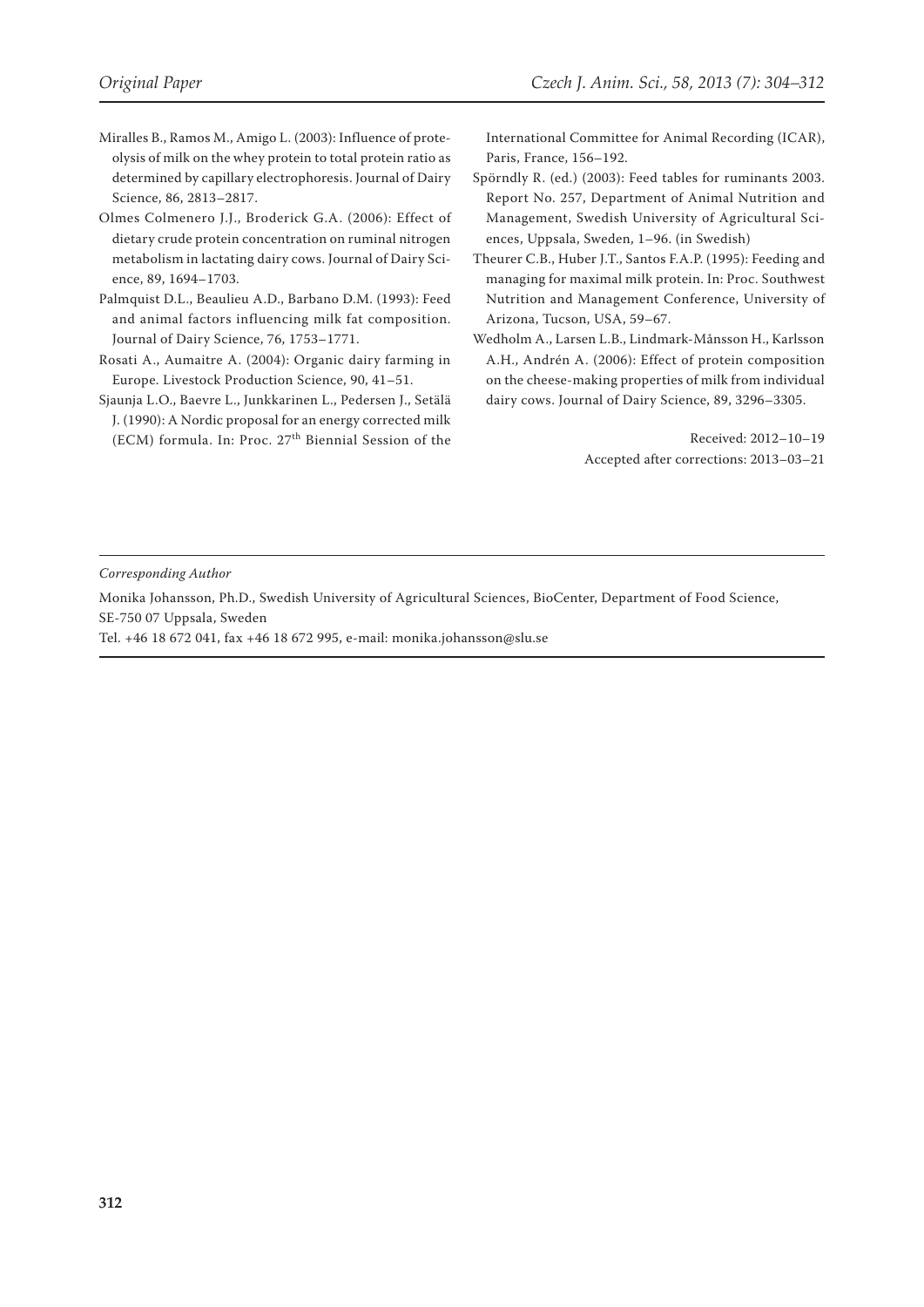Miralles B., Ramos M., Amigo L. (2003): Influence of proteolysis of milk on the whey protein to total protein ratio as determined by capillary electrophoresis. Journal of Dairy Science, 86, 2813–2817.

Olmes Colmenero J.J., Broderick G.A. (2006): Effect of dietary crude protein concentration on ruminal nitrogen metabolism in lactating dairy cows. Journal of Dairy Science, 89, 1694–1703.

Palmquist D.L., Beaulieu A.D., Barbano D.M. (1993): Feed and animal factors influencing milk fat composition. Journal of Dairy Science, 76, 1753–1771.

Rosati A., Aumaitre A. (2004): Organic dairy farming in Europe. Livestock Production Science, 90, 41–51.

Sjaunja L.O., Baevre L., Junkkarinen L., Pedersen J., Setälä J. (1990): A Nordic proposal for an energy corrected milk (ECM) formula. In: Proc. 27th Biennial Session of the International Committee for Animal Recording (ICAR), Paris, France, 156–192.

Spörndly R. (ed.) (2003): Feed tables for ruminants 2003. Report No. 257, Department of Animal Nutrition and Management, Swedish University of Agricultural Sciences, Uppsala, Sweden, 1–96. (in Swedish)

Theurer C.B., Huber J.T., Santos F.A.P. (1995): Feeding and managing for maximal milk protein. In: Proc. Southwest Nutrition and Management Conference, University of Arizona, Tucson, USA, 59–67.

Wedholm A., Larsen L.B., Lindmark-Månsson H., Karlsson A.H., Andrén A. (2006): Effect of protein composition on the cheese-making properties of milk from individual dairy cows. Journal of Dairy Science, 89, 3296–3305.

Received: 2012–10–19
Accepted after corrections: 2013–03–21

*Corresponding Author*

Monika Johansson, Ph.D., Swedish University of Agricultural Sciences, BioCenter, Department of Food Science, SE-750 07 Uppsala, Sweden
Tel. +46 18 672 041, fax +46 18 672 995, e-mail: monika.johansson@slu.se